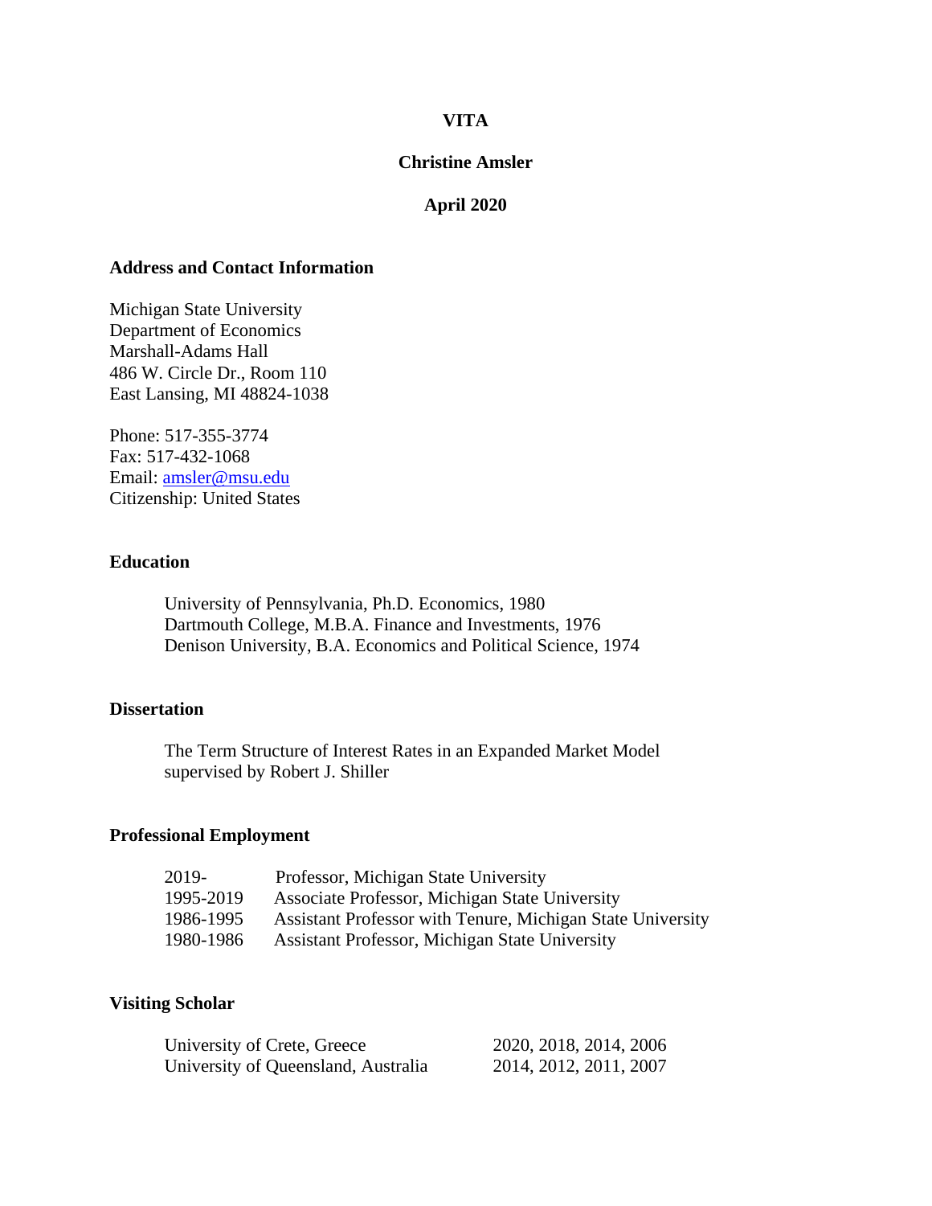# VITA

## Christine Amsler

**April 2020**

### Address and Contact Information

Michigan State University
Department of Economics
Marshall-Adams Hall
486 W. Circle Dr., Room 110
East Lansing, MI 48824-1038

Phone: 517-355-3774
Fax: 517-432-1068
Email: amsler@msu.edu
Citizenship: United States

### Education

University of Pennsylvania, Ph.D. Economics, 1980
Dartmouth College, M.B.A. Finance and Investments, 1976
Denison University, B.A. Economics and Political Science, 1974

### Dissertation

The Term Structure of Interest Rates in an Expanded Market Model
supervised by Robert J. Shiller

### Professional Employment

| | |
|---|---|
| 2019- | Professor, Michigan State University |
| 1995-2019 | Associate Professor, Michigan State University |
| 1986-1995 | Assistant Professor with Tenure, Michigan State University |
| 1980-1986 | Assistant Professor, Michigan State University |

### Visiting Scholar

| | |
|---|---|
| University of Crete, Greece | 2020, 2018, 2014, 2006 |
| University of Queensland, Australia | 2014, 2012, 2011, 2007 |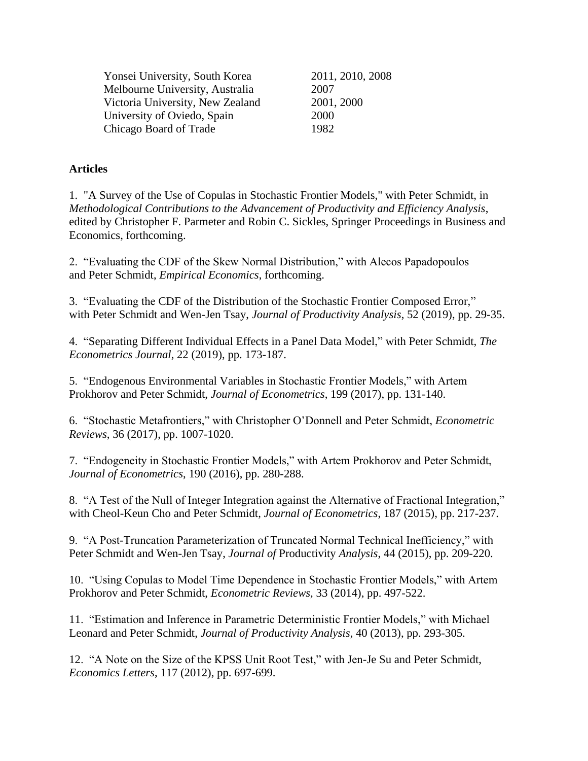| | |
|---|---|
| Yonsei University, South Korea | 2011, 2010, 2008 |
| Melbourne University, Australia | 2007 |
| Victoria University, New Zealand | 2001, 2000 |
| University of Oviedo, Spain | 2000 |
| Chicago Board of Trade | 1982 |

**Articles**

1. "A Survey of the Use of Copulas in Stochastic Frontier Models," with Peter Schmidt, in *Methodological Contributions to the Advancement of Productivity and Efficiency Analysis*, edited by Christopher F. Parmeter and Robin C. Sickles, Springer Proceedings in Business and Economics, forthcoming.

2. "Evaluating the CDF of the Skew Normal Distribution," with Alecos Papadopoulos and Peter Schmidt, *Empirical Economics*, forthcoming.

3. "Evaluating the CDF of the Distribution of the Stochastic Frontier Composed Error," with Peter Schmidt and Wen-Jen Tsay, *Journal of Productivity Analysis*, 52 (2019), pp. 29-35.

4. "Separating Different Individual Effects in a Panel Data Model," with Peter Schmidt, *The Econometrics Journal*, 22 (2019), pp. 173-187.

5. "Endogenous Environmental Variables in Stochastic Frontier Models," with Artem Prokhorov and Peter Schmidt, *Journal of Econometrics*, 199 (2017), pp. 131-140.

6. "Stochastic Metafrontiers," with Christopher O'Donnell and Peter Schmidt, *Econometric Reviews*, 36 (2017), pp. 1007-1020.

7. "Endogeneity in Stochastic Frontier Models," with Artem Prokhorov and Peter Schmidt, *Journal of Econometrics*, 190 (2016), pp. 280-288.

8. "A Test of the Null of Integer Integration against the Alternative of Fractional Integration," with Cheol-Keun Cho and Peter Schmidt, *Journal of Econometrics*, 187 (2015), pp. 217-237.

9. "A Post-Truncation Parameterization of Truncated Normal Technical Inefficiency," with Peter Schmidt and Wen-Jen Tsay, *Journal of* Productivity *Analysis*, 44 (2015), pp. 209-220.

10. "Using Copulas to Model Time Dependence in Stochastic Frontier Models," with Artem Prokhorov and Peter Schmidt, *Econometric Reviews*, 33 (2014), pp. 497-522.

11. "Estimation and Inference in Parametric Deterministic Frontier Models," with Michael Leonard and Peter Schmidt, *Journal of Productivity Analysis*, 40 (2013), pp. 293-305.

12. "A Note on the Size of the KPSS Unit Root Test," with Jen-Je Su and Peter Schmidt, *Economics Letters*, 117 (2012), pp. 697-699.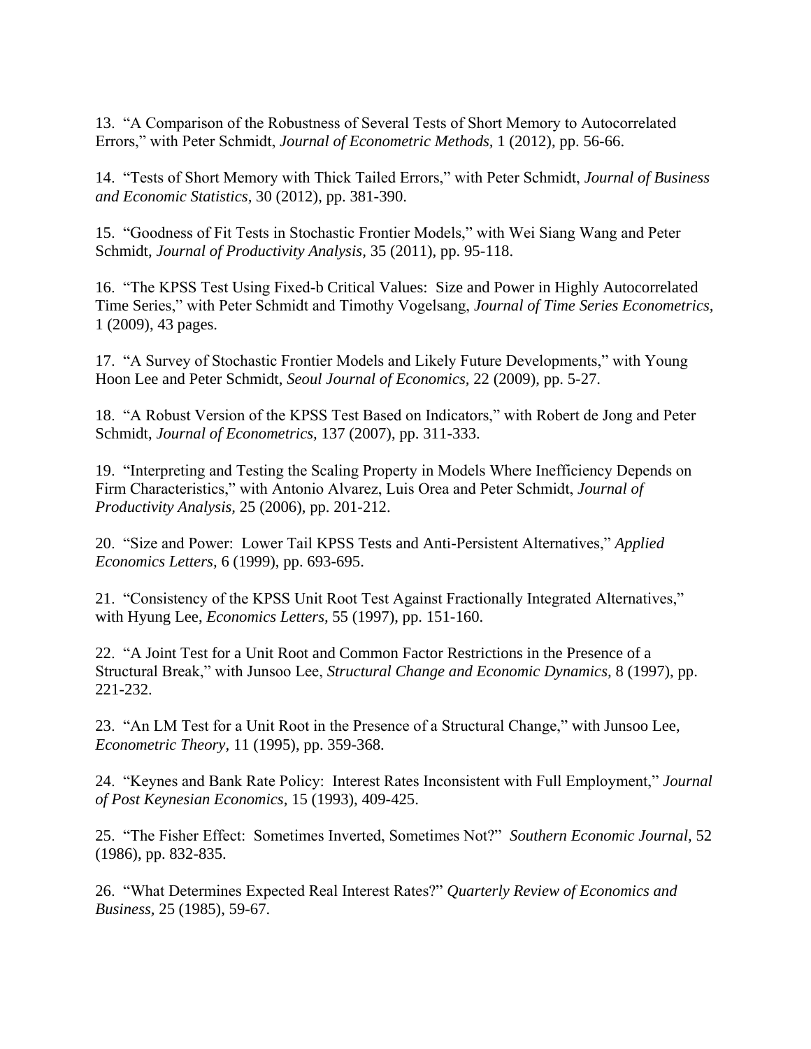13. "A Comparison of the Robustness of Several Tests of Short Memory to Autocorrelated Errors," with Peter Schmidt, *Journal of Econometric Methods,* 1 (2012), pp. 56-66.

14. "Tests of Short Memory with Thick Tailed Errors," with Peter Schmidt, *Journal of Business and Economic Statistics,* 30 (2012), pp. 381-390.

15. "Goodness of Fit Tests in Stochastic Frontier Models," with Wei Siang Wang and Peter Schmidt, *Journal of Productivity Analysis,* 35 (2011), pp. 95-118.

16. "The KPSS Test Using Fixed-b Critical Values: Size and Power in Highly Autocorrelated Time Series," with Peter Schmidt and Timothy Vogelsang, *Journal of Time Series Econometrics,* 1 (2009), 43 pages.

17. "A Survey of Stochastic Frontier Models and Likely Future Developments," with Young Hoon Lee and Peter Schmidt, *Seoul Journal of Economics,* 22 (2009), pp. 5-27.

18. "A Robust Version of the KPSS Test Based on Indicators," with Robert de Jong and Peter Schmidt, *Journal of Econometrics,* 137 (2007), pp. 311-333.

19. "Interpreting and Testing the Scaling Property in Models Where Inefficiency Depends on Firm Characteristics," with Antonio Alvarez, Luis Orea and Peter Schmidt, *Journal of Productivity Analysis,* 25 (2006), pp. 201-212.

20. "Size and Power: Lower Tail KPSS Tests and Anti-Persistent Alternatives," *Applied Economics Letters,* 6 (1999), pp. 693-695.

21. "Consistency of the KPSS Unit Root Test Against Fractionally Integrated Alternatives," with Hyung Lee, *Economics Letters,* 55 (1997), pp. 151-160.

22. "A Joint Test for a Unit Root and Common Factor Restrictions in the Presence of a Structural Break," with Junsoo Lee, *Structural Change and Economic Dynamics,* 8 (1997), pp. 221-232.

23. "An LM Test for a Unit Root in the Presence of a Structural Change," with Junsoo Lee, *Econometric Theory,* 11 (1995), pp. 359-368.

24. "Keynes and Bank Rate Policy: Interest Rates Inconsistent with Full Employment," *Journal of Post Keynesian Economics,* 15 (1993), 409-425.

25. "The Fisher Effect: Sometimes Inverted, Sometimes Not?" *Southern Economic Journal,* 52 (1986), pp. 832-835.

26. "What Determines Expected Real Interest Rates?" *Quarterly Review of Economics and Business,* 25 (1985), 59-67.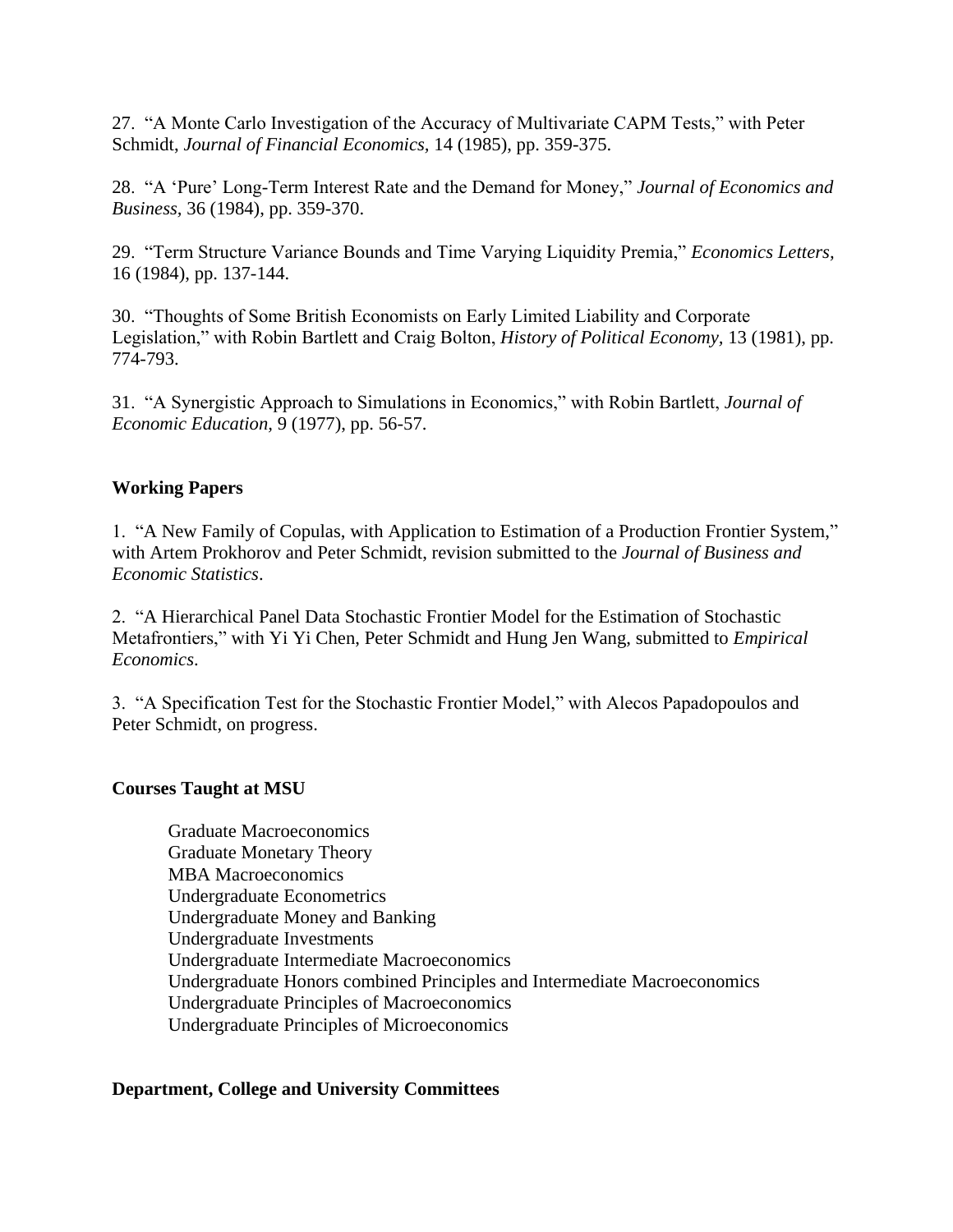27. "A Monte Carlo Investigation of the Accuracy of Multivariate CAPM Tests," with Peter Schmidt, *Journal of Financial Economics,* 14 (1985), pp. 359-375.

28. "A 'Pure' Long-Term Interest Rate and the Demand for Money," *Journal of Economics and Business,* 36 (1984), pp. 359-370.

29. "Term Structure Variance Bounds and Time Varying Liquidity Premia," *Economics Letters,* 16 (1984), pp. 137-144.

30. "Thoughts of Some British Economists on Early Limited Liability and Corporate Legislation," with Robin Bartlett and Craig Bolton, *History of Political Economy,* 13 (1981), pp. 774-793.

31. "A Synergistic Approach to Simulations in Economics," with Robin Bartlett, *Journal of Economic Education,* 9 (1977), pp. 56-57.

## Working Papers

1. "A New Family of Copulas, with Application to Estimation of a Production Frontier System," with Artem Prokhorov and Peter Schmidt, revision submitted to the *Journal of Business and Economic Statistics*.

2. "A Hierarchical Panel Data Stochastic Frontier Model for the Estimation of Stochastic Metafrontiers," with Yi Yi Chen, Peter Schmidt and Hung Jen Wang, submitted to *Empirical Economics*.

3. "A Specification Test for the Stochastic Frontier Model," with Alecos Papadopoulos and Peter Schmidt, on progress.

## Courses Taught at MSU

Graduate Macroeconomics
Graduate Monetary Theory
MBA Macroeconomics
Undergraduate Econometrics
Undergraduate Money and Banking
Undergraduate Investments
Undergraduate Intermediate Macroeconomics
Undergraduate Honors combined Principles and Intermediate Macroeconomics
Undergraduate Principles of Macroeconomics
Undergraduate Principles of Microeconomics

## Department, College and University Committees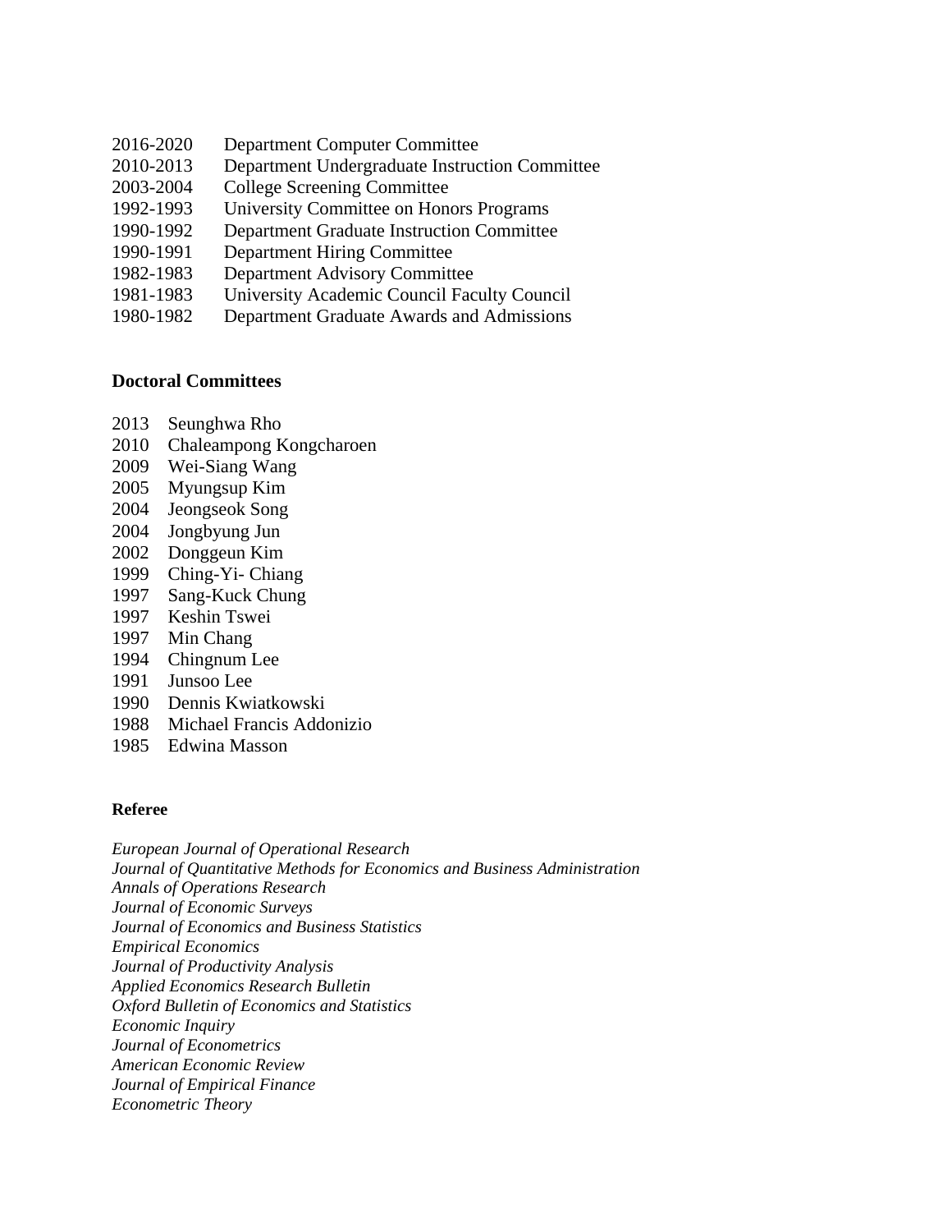2016-2020 Department Computer Committee
2010-2013 Department Undergraduate Instruction Committee
2003-2004 College Screening Committee
1992-1993 University Committee on Honors Programs
1990-1992 Department Graduate Instruction Committee
1990-1991 Department Hiring Committee
1982-1983 Department Advisory Committee
1981-1983 University Academic Council Faculty Council
1980-1982 Department Graduate Awards and Admissions

**Doctoral Committees**

2013 Seunghwa Rho
2010 Chaleampong Kongcharoen
2009 Wei-Siang Wang
2005 Myungsup Kim
2004 Jeongseok Song
2004 Jongbyung Jun
2002 Donggeun Kim
1999 Ching-Yi- Chiang
1997 Sang-Kuck Chung
1997 Keshin Tswei
1997 Min Chang
1994 Chingnum Lee
1991 Junsoo Lee
1990 Dennis Kwiatkowski
1988 Michael Francis Addonizio
1985 Edwina Masson

**Referee**

*European Journal of Operational Research*
*Journal of Quantitative Methods for Economics and Business Administration*
*Annals of Operations Research*
*Journal of Economic Surveys*
*Journal of Economics and Business Statistics*
*Empirical Economics*
*Journal of Productivity Analysis*
*Applied Economics Research Bulletin*
*Oxford Bulletin of Economics and Statistics*
*Economic Inquiry*
*Journal of Econometrics*
*American Economic Review*
*Journal of Empirical Finance*
*Econometric Theory*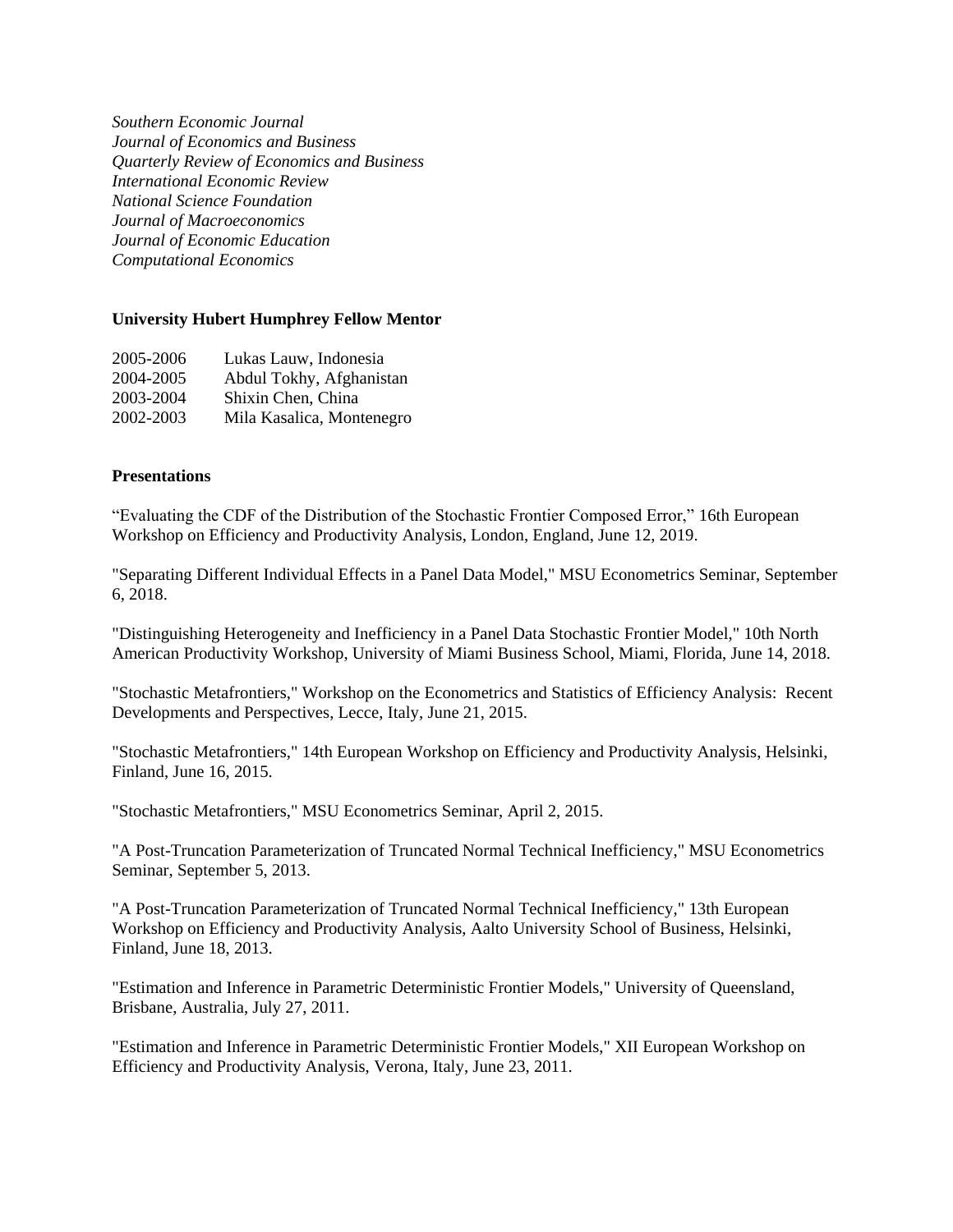*Southern Economic Journal*
*Journal of Economics and Business*
*Quarterly Review of Economics and Business*
*International Economic Review*
*National Science Foundation*
*Journal of Macroeconomics*
*Journal of Economic Education*
*Computational Economics*

**University Hubert Humphrey Fellow Mentor**

| | |
|---|---|
| 2005-2006 | Lukas Lauw, Indonesia |
| 2004-2005 | Abdul Tokhy, Afghanistan |
| 2003-2004 | Shixin Chen, China |
| 2002-2003 | Mila Kasalica, Montenegro |

**Presentations**

"Evaluating the CDF of the Distribution of the Stochastic Frontier Composed Error," 16th European Workshop on Efficiency and Productivity Analysis, London, England, June 12, 2019.

"Separating Different Individual Effects in a Panel Data Model," MSU Econometrics Seminar, September 6, 2018.

"Distinguishing Heterogeneity and Inefficiency in a Panel Data Stochastic Frontier Model," 10th North American Productivity Workshop, University of Miami Business School, Miami, Florida, June 14, 2018.

"Stochastic Metafrontiers," Workshop on the Econometrics and Statistics of Efficiency Analysis: Recent Developments and Perspectives, Lecce, Italy, June 21, 2015.

"Stochastic Metafrontiers," 14th European Workshop on Efficiency and Productivity Analysis, Helsinki, Finland, June 16, 2015.

"Stochastic Metafrontiers," MSU Econometrics Seminar, April 2, 2015.

"A Post-Truncation Parameterization of Truncated Normal Technical Inefficiency," MSU Econometrics Seminar, September 5, 2013.

"A Post-Truncation Parameterization of Truncated Normal Technical Inefficiency," 13th European Workshop on Efficiency and Productivity Analysis, Aalto University School of Business, Helsinki, Finland, June 18, 2013.

"Estimation and Inference in Parametric Deterministic Frontier Models," University of Queensland, Brisbane, Australia, July 27, 2011.

"Estimation and Inference in Parametric Deterministic Frontier Models," XII European Workshop on Efficiency and Productivity Analysis, Verona, Italy, June 23, 2011.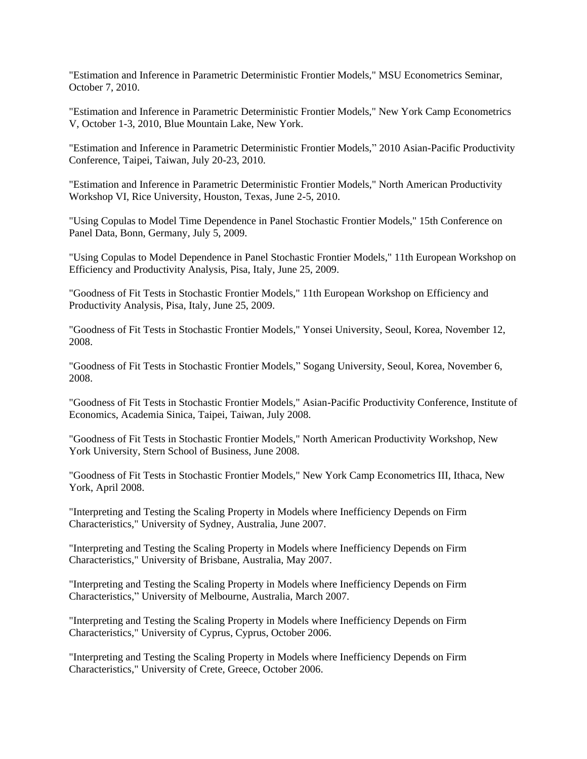"Estimation and Inference in Parametric Deterministic Frontier Models," MSU Econometrics Seminar, October 7, 2010.

"Estimation and Inference in Parametric Deterministic Frontier Models," New York Camp Econometrics V, October 1-3, 2010, Blue Mountain Lake, New York.

"Estimation and Inference in Parametric Deterministic Frontier Models," 2010 Asian-Pacific Productivity Conference, Taipei, Taiwan, July 20-23, 2010.

"Estimation and Inference in Parametric Deterministic Frontier Models," North American Productivity Workshop VI, Rice University, Houston, Texas, June 2-5, 2010.

"Using Copulas to Model Time Dependence in Panel Stochastic Frontier Models," 15th Conference on Panel Data, Bonn, Germany, July 5, 2009.

"Using Copulas to Model Dependence in Panel Stochastic Frontier Models," 11th European Workshop on Efficiency and Productivity Analysis, Pisa, Italy, June 25, 2009.

"Goodness of Fit Tests in Stochastic Frontier Models," 11th European Workshop on Efficiency and Productivity Analysis, Pisa, Italy, June 25, 2009.

"Goodness of Fit Tests in Stochastic Frontier Models," Yonsei University, Seoul, Korea, November 12, 2008.

"Goodness of Fit Tests in Stochastic Frontier Models," Sogang University, Seoul, Korea, November 6, 2008.

"Goodness of Fit Tests in Stochastic Frontier Models," Asian-Pacific Productivity Conference, Institute of Economics, Academia Sinica, Taipei, Taiwan, July 2008.

"Goodness of Fit Tests in Stochastic Frontier Models," North American Productivity Workshop, New York University, Stern School of Business, June 2008.

"Goodness of Fit Tests in Stochastic Frontier Models," New York Camp Econometrics III, Ithaca, New York, April 2008.

"Interpreting and Testing the Scaling Property in Models where Inefficiency Depends on Firm Characteristics," University of Sydney, Australia, June 2007.

"Interpreting and Testing the Scaling Property in Models where Inefficiency Depends on Firm Characteristics," University of Brisbane, Australia, May 2007.

"Interpreting and Testing the Scaling Property in Models where Inefficiency Depends on Firm Characteristics," University of Melbourne, Australia, March 2007.

"Interpreting and Testing the Scaling Property in Models where Inefficiency Depends on Firm Characteristics," University of Cyprus, Cyprus, October 2006.

"Interpreting and Testing the Scaling Property in Models where Inefficiency Depends on Firm Characteristics," University of Crete, Greece, October 2006.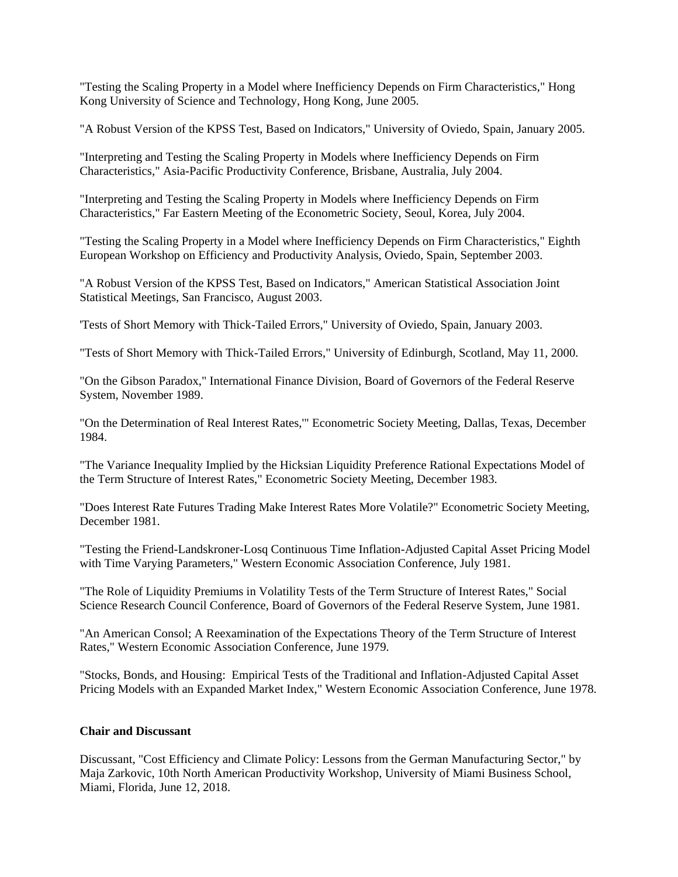"Testing the Scaling Property in a Model where Inefficiency Depends on Firm Characteristics," Hong Kong University of Science and Technology, Hong Kong, June 2005.

"A Robust Version of the KPSS Test, Based on Indicators," University of Oviedo, Spain, January 2005.

"Interpreting and Testing the Scaling Property in Models where Inefficiency Depends on Firm Characteristics," Asia-Pacific Productivity Conference, Brisbane, Australia, July 2004.

"Interpreting and Testing the Scaling Property in Models where Inefficiency Depends on Firm Characteristics," Far Eastern Meeting of the Econometric Society, Seoul, Korea, July 2004.

"Testing the Scaling Property in a Model where Inefficiency Depends on Firm Characteristics," Eighth European Workshop on Efficiency and Productivity Analysis, Oviedo, Spain, September 2003.

"A Robust Version of the KPSS Test, Based on Indicators," American Statistical Association Joint Statistical Meetings, San Francisco, August 2003.

'Tests of Short Memory with Thick-Tailed Errors," University of Oviedo, Spain, January 2003.

"Tests of Short Memory with Thick-Tailed Errors," University of Edinburgh, Scotland, May 11, 2000.

"On the Gibson Paradox," International Finance Division, Board of Governors of the Federal Reserve System, November 1989.

"On the Determination of Real Interest Rates,'" Econometric Society Meeting, Dallas, Texas, December 1984.

"The Variance Inequality Implied by the Hicksian Liquidity Preference Rational Expectations Model of the Term Structure of Interest Rates," Econometric Society Meeting, December 1983.

"Does Interest Rate Futures Trading Make Interest Rates More Volatile?" Econometric Society Meeting, December 1981.

"Testing the Friend-Landskroner-Losq Continuous Time Inflation-Adjusted Capital Asset Pricing Model with Time Varying Parameters," Western Economic Association Conference, July 1981.

"The Role of Liquidity Premiums in Volatility Tests of the Term Structure of Interest Rates," Social Science Research Council Conference, Board of Governors of the Federal Reserve System, June 1981.

"An American Consol; A Reexamination of the Expectations Theory of the Term Structure of Interest Rates," Western Economic Association Conference, June 1979.

"Stocks, Bonds, and Housing: Empirical Tests of the Traditional and Inflation-Adjusted Capital Asset Pricing Models with an Expanded Market Index," Western Economic Association Conference, June 1978.

**Chair and Discussant**

Discussant, "Cost Efficiency and Climate Policy: Lessons from the German Manufacturing Sector," by Maja Zarkovic, 10th North American Productivity Workshop, University of Miami Business School, Miami, Florida, June 12, 2018.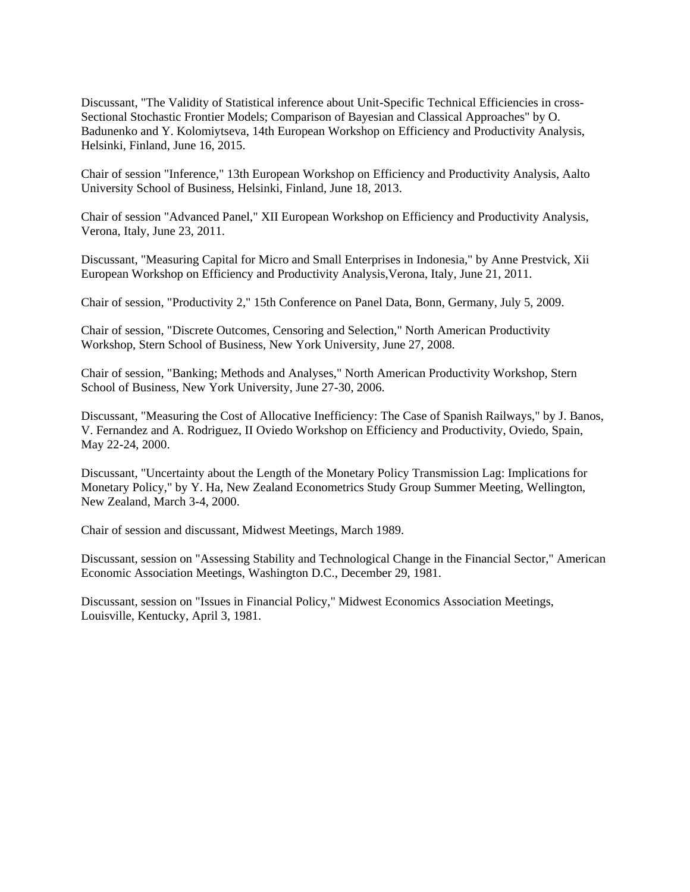Discussant, "The Validity of Statistical inference about Unit-Specific Technical Efficiencies in cross-Sectional Stochastic Frontier Models; Comparison of Bayesian and Classical Approaches" by O. Badunenko and Y. Kolomiytseva, 14th European Workshop on Efficiency and Productivity Analysis, Helsinki, Finland, June 16, 2015.

Chair of session "Inference," 13th European Workshop on Efficiency and Productivity Analysis, Aalto University School of Business, Helsinki, Finland, June 18, 2013.

Chair of session "Advanced Panel," XII European Workshop on Efficiency and Productivity Analysis, Verona, Italy, June 23, 2011.

Discussant, "Measuring Capital for Micro and Small Enterprises in Indonesia," by Anne Prestvick, Xii European Workshop on Efficiency and Productivity Analysis,Verona, Italy, June 21, 2011.

Chair of session, "Productivity 2," 15th Conference on Panel Data, Bonn, Germany, July 5, 2009.

Chair of session, "Discrete Outcomes, Censoring and Selection," North American Productivity Workshop, Stern School of Business, New York University, June 27, 2008.

Chair of session, "Banking; Methods and Analyses," North American Productivity Workshop, Stern School of Business, New York University, June 27-30, 2006.

Discussant, "Measuring the Cost of Allocative Inefficiency: The Case of Spanish Railways," by J. Banos, V. Fernandez and A. Rodriguez, II Oviedo Workshop on Efficiency and Productivity, Oviedo, Spain, May 22-24, 2000.

Discussant, "Uncertainty about the Length of the Monetary Policy Transmission Lag: Implications for Monetary Policy," by Y. Ha, New Zealand Econometrics Study Group Summer Meeting, Wellington, New Zealand, March 3-4, 2000.

Chair of session and discussant, Midwest Meetings, March 1989.

Discussant, session on "Assessing Stability and Technological Change in the Financial Sector," American Economic Association Meetings, Washington D.C., December 29, 1981.

Discussant, session on "Issues in Financial Policy," Midwest Economics Association Meetings, Louisville, Kentucky, April 3, 1981.